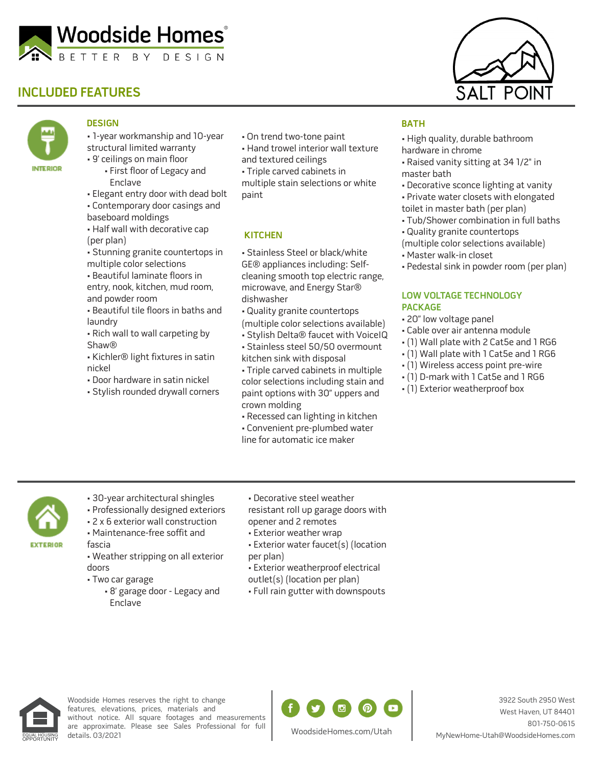# Woodside Homes

BETTER BY DESIGN

SALT POINT

## INCLUDED FEATURES

INTERIOR

### DESIGN

- 1-year workmanship and 10-year structural limited warranty
- 9' ceilings on main floor
    - First floor of Legacy and Enclave
- Elegant entry door with dead bolt
- Contemporary door casings and baseboard moldings
- Half wall with decorative cap (per plan)
- Stunning granite countertops in multiple color selections
- Beautiful laminate floors in entry, nook, kitchen, mud room, and powder room
- Beautiful tile floors in baths and laundry
- Rich wall to wall carpeting by Shaw®
- Kichler® light fixtures in satin nickel
- Door hardware in satin nickel
- Stylish rounded drywall corners
- On trend two-tone paint
- Hand trowel interior wall texture and textured ceilings
- Triple carved cabinets in multiple stain selections or white paint

### KITCHEN

- Stainless Steel or black/white GE® appliances including: Self-cleaning smooth top electric range, microwave, and Energy Star® dishwasher
- Quality granite countertops (multiple color selections available)
- Stylish Delta® faucet with VoiceIQ
- Stainless steel 50/50 overmount kitchen sink with disposal
- Triple carved cabinets in multiple color selections including stain and paint options with 30" uppers and crown molding
- Recessed can lighting in kitchen
- Convenient pre-plumbed water line for automatic ice maker

### BATH

- High quality, durable bathroom hardware in chrome
- Raised vanity sitting at 34 1/2" in master bath
- Decorative sconce lighting at vanity
- Private water closets with elongated toilet in master bath (per plan)
- Tub/Shower combination in full baths
- Quality granite countertops (multiple color selections available)
- Master walk-in closet
- Pedestal sink in powder room (per plan)

### LOW VOLTAGE TECHNOLOGY PACKAGE

- 20" low voltage panel
- Cable over air antenna module
- (1) Wall plate with 2 Cat5e and 1 RG6
- (1) Wall plate with 1 Cat5e and 1 RG6
- (1) Wireless access point pre-wire
- (1) D-mark with 1 Cat5e and 1 RG6
- (1) Exterior weatherproof box

EXTERIOR

- 30-year architectural shingles
- Professionally designed exteriors
- 2 x 6 exterior wall construction
- Maintenance-free soffit and fascia
- Weather stripping on all exterior doors
- Two car garage
    - 8' garage door - Legacy and Enclave
- Decorative steel weather resistant roll up garage doors with opener and 2 remotes
- Exterior weather wrap
- Exterior water faucet(s) (location per plan)
- Exterior weatherproof electrical outlet(s) (location per plan)
- Full rain gutter with downspouts

EQUAL HOUSING OPPORTUNITY

Woodside Homes reserves the right to change features, elevations, prices, materials and without notice. All square footages and measurements are approximate. Please see Sales Professional for full details. 03/2021

WoodsideHomes.com/Utah

3922 South 2950 West
West Haven, UT 84401
801-750-0615
MyNewHome-Utah@WoodsideHomes.com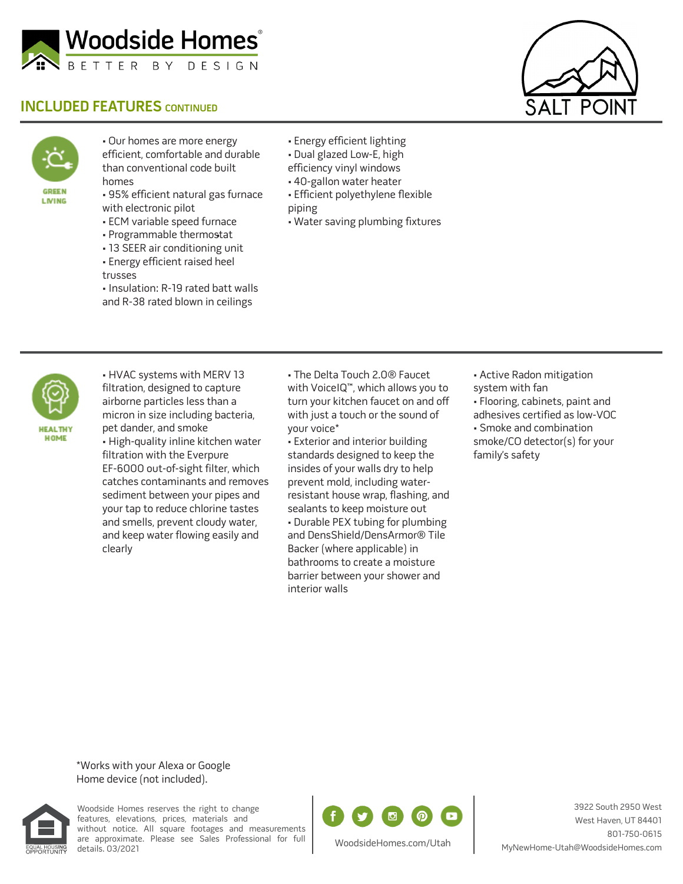Woodside Homes®
BETTER BY DESIGN

SALT POINT

## INCLUDED FEATURES CONTINUED

### GREEN LIVING

- Our homes are more energy efficient, comfortable and durable than conventional code built homes
- 95% efficient natural gas furnace with electronic pilot
- ECM variable speed furnace
- Programmable thermostat
- 13 SEER air conditioning unit
- Energy efficient raised heel trusses
- Insulation: R-19 rated batt walls and R-38 rated blown in ceilings
- Energy efficient lighting
- Dual glazed Low-E, high efficiency vinyl windows
- 40-gallon water heater
- Efficient polyethylene flexible piping
- Water saving plumbing fixtures

### HEALTHY HOME

- HVAC systems with MERV 13 filtration, designed to capture airborne particles less than a micron in size including bacteria, pet dander, and smoke
- High-quality inline kitchen water filtration with the Everpure EF-6000 out-of-sight filter, which catches contaminants and removes sediment between your pipes and your tap to reduce chlorine tastes and smells, prevent cloudy water, and keep water flowing easily and clearly
- The Delta Touch 2.0® Faucet with VoiceIQ™, which allows you to turn your kitchen faucet on and off with just a touch or the sound of your voice*
- Exterior and interior building standards designed to keep the insides of your walls dry to help prevent mold, including water-resistant house wrap, flashing, and sealants to keep moisture out
- Durable PEX tubing for plumbing and DensShield/DensArmor® Tile Backer (where applicable) in bathrooms to create a moisture barrier between your shower and interior walls
- Active Radon mitigation system with fan
- Flooring, cabinets, paint and adhesives certified as low-VOC
- Smoke and combination smoke/CO detector(s) for your family's safety

*Works with your Alexa or Google Home device (not included).

EQUAL HOUSING OPPORTUNITY

Woodside Homes reserves the right to change features, elevations, prices, materials and without notice. All square footages and measurements are approximate. Please see Sales Professional for full details. 03/2021

WoodsideHomes.com/Utah

3922 South 2950 West
West Haven, UT 84401
801-750-0615
MyNewHome-Utah@WoodsideHomes.com